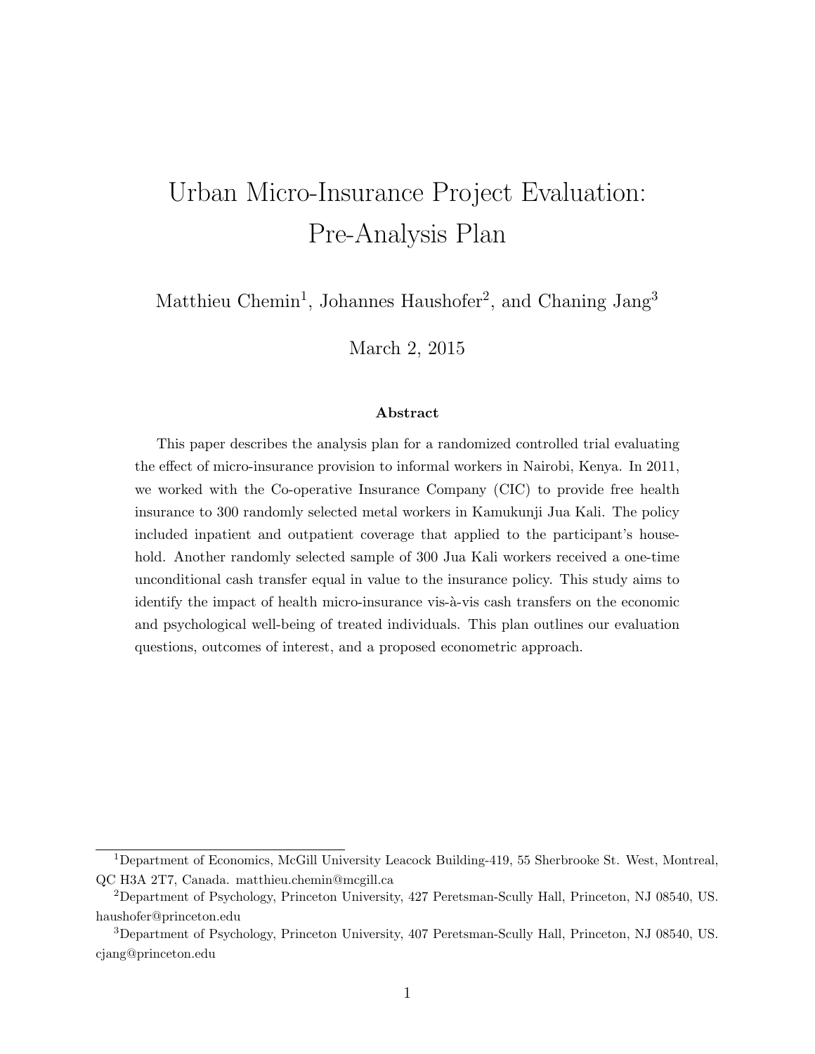# Urban Micro-Insurance Project Evaluation: Pre-Analysis Plan

Matthieu Chemin[1], Johannes Haushofer[2], and Chaning Jang[3]

March 2, 2015

## Abstract

This paper describes the analysis plan for a randomized controlled trial evaluating the effect of micro-insurance provision to informal workers in Nairobi, Kenya. In 2011, we worked with the Co-operative Insurance Company (CIC) to provide free health insurance to 300 randomly selected metal workers in Kamukunji Jua Kali. The policy included inpatient and outpatient coverage that applied to the participant's household. Another randomly selected sample of 300 Jua Kali workers received a one-time unconditional cash transfer equal in value to the insurance policy. This study aims to identify the impact of health micro-insurance vis-à-vis cash transfers on the economic and psychological well-being of treated individuals. This plan outlines our evaluation questions, outcomes of interest, and a proposed econometric approach.

---

[1] Department of Economics, McGill University Leacock Building-419, 55 Sherbrooke St. West, Montreal, QC H3A 2T7, Canada. matthieu.chemin@mcgill.ca

[2] Department of Psychology, Princeton University, 427 Peretsman-Scully Hall, Princeton, NJ 08540, US. haushofer@princeton.edu

[3] Department of Psychology, Princeton University, 407 Peretsman-Scully Hall, Princeton, NJ 08540, US. cjang@princeton.edu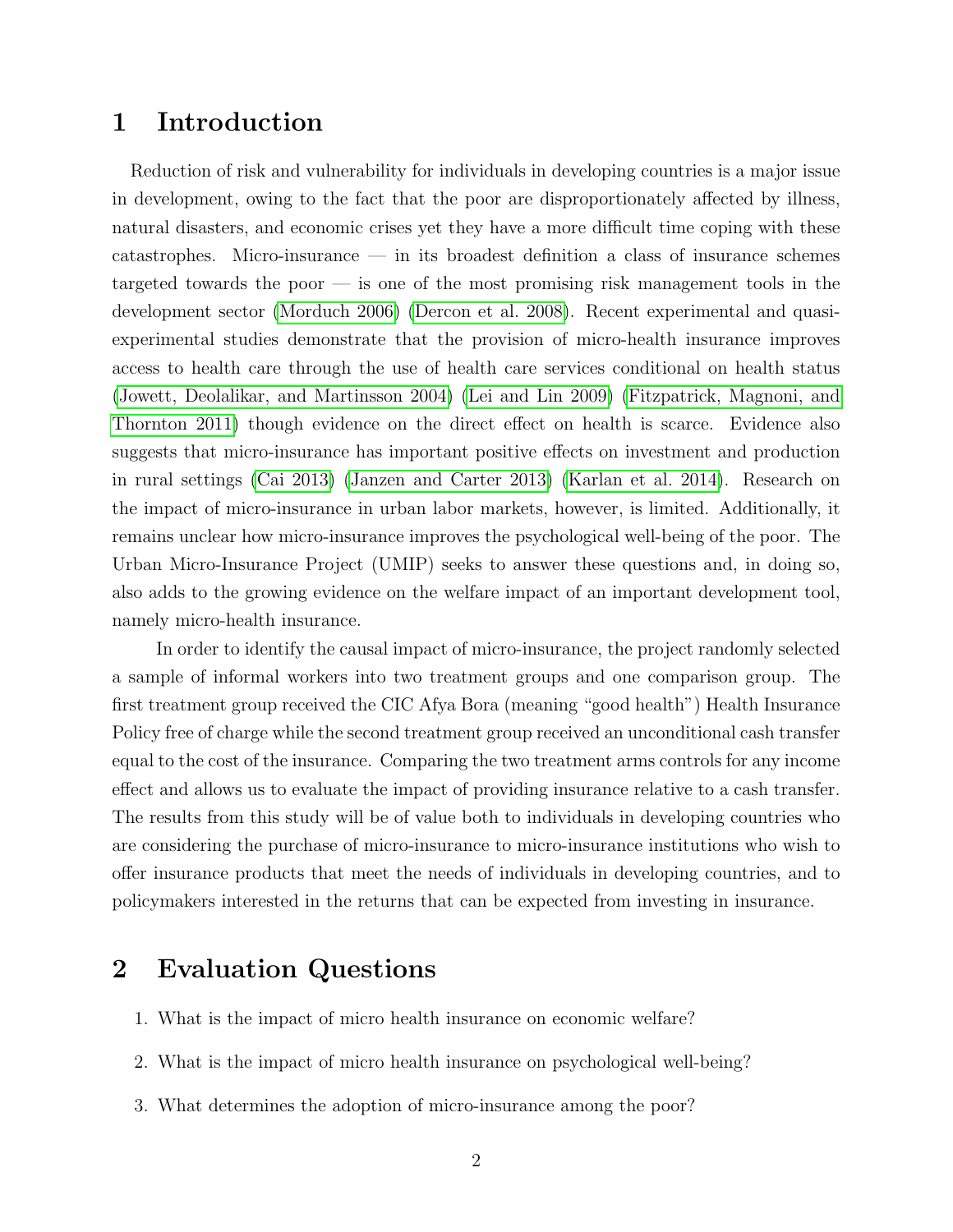# 1 Introduction

Reduction of risk and vulnerability for individuals in developing countries is a major issue in development, owing to the fact that the poor are disproportionately affected by illness, natural disasters, and economic crises yet they have a more difficult time coping with these catastrophes. Micro-insurance — in its broadest definition a class of insurance schemes targeted towards the poor — is one of the most promising risk management tools in the development sector (Morduch 2006) (Dercon et al. 2008). Recent experimental and quasi-experimental studies demonstrate that the provision of micro-health insurance improves access to health care through the use of health care services conditional on health status (Jowett, Deolalikar, and Martinsson 2004) (Lei and Lin 2009) (Fitzpatrick, Magnoni, and Thornton 2011) though evidence on the direct effect on health is scarce. Evidence also suggests that micro-insurance has important positive effects on investment and production in rural settings (Cai 2013) (Janzen and Carter 2013) (Karlan et al. 2014). Research on the impact of micro-insurance in urban labor markets, however, is limited. Additionally, it remains unclear how micro-insurance improves the psychological well-being of the poor. The Urban Micro-Insurance Project (UMIP) seeks to answer these questions and, in doing so, also adds to the growing evidence on the welfare impact of an important development tool, namely micro-health insurance.

In order to identify the causal impact of micro-insurance, the project randomly selected a sample of informal workers into two treatment groups and one comparison group. The first treatment group received the CIC Afya Bora (meaning "good health") Health Insurance Policy free of charge while the second treatment group received an unconditional cash transfer equal to the cost of the insurance. Comparing the two treatment arms controls for any income effect and allows us to evaluate the impact of providing insurance relative to a cash transfer. The results from this study will be of value both to individuals in developing countries who are considering the purchase of micro-insurance to micro-insurance institutions who wish to offer insurance products that meet the needs of individuals in developing countries, and to policymakers interested in the returns that can be expected from investing in insurance.

# 2 Evaluation Questions

1. What is the impact of micro health insurance on economic welfare?
2. What is the impact of micro health insurance on psychological well-being?
3. What determines the adoption of micro-insurance among the poor?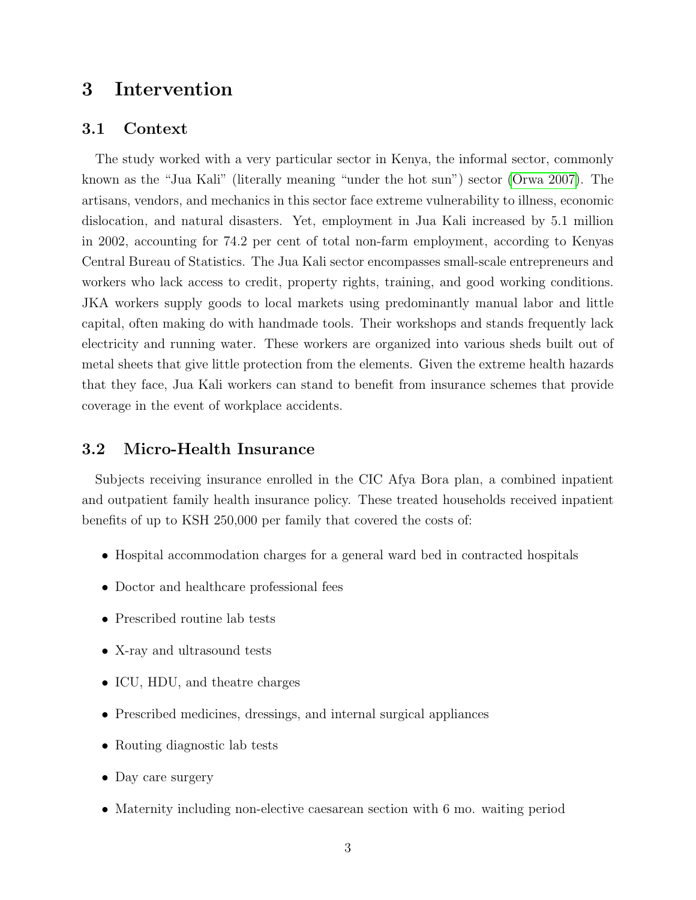## 3 Intervention

### 3.1 Context

The study worked with a very particular sector in Kenya, the informal sector, commonly known as the "Jua Kali" (literally meaning "under the hot sun") sector (Orwa 2007). The artisans, vendors, and mechanics in this sector face extreme vulnerability to illness, economic dislocation, and natural disasters. Yet, employment in Jua Kali increased by 5.1 million in 2002, accounting for 74.2 per cent of total non-farm employment, according to Kenyas Central Bureau of Statistics. The Jua Kali sector encompasses small-scale entrepreneurs and workers who lack access to credit, property rights, training, and good working conditions. JKA workers supply goods to local markets using predominantly manual labor and little capital, often making do with handmade tools. Their workshops and stands frequently lack electricity and running water. These workers are organized into various sheds built out of metal sheets that give little protection from the elements. Given the extreme health hazards that they face, Jua Kali workers can stand to benefit from insurance schemes that provide coverage in the event of workplace accidents.

### 3.2 Micro-Health Insurance

Subjects receiving insurance enrolled in the CIC Afya Bora plan, a combined inpatient and outpatient family health insurance policy. These treated households received inpatient benefits of up to KSH 250,000 per family that covered the costs of:

- Hospital accommodation charges for a general ward bed in contracted hospitals
- Doctor and healthcare professional fees
- Prescribed routine lab tests
- X-ray and ultrasound tests
- ICU, HDU, and theatre charges
- Prescribed medicines, dressings, and internal surgical appliances
- Routing diagnostic lab tests
- Day care surgery
- Maternity including non-elective caesarean section with 6 mo. waiting period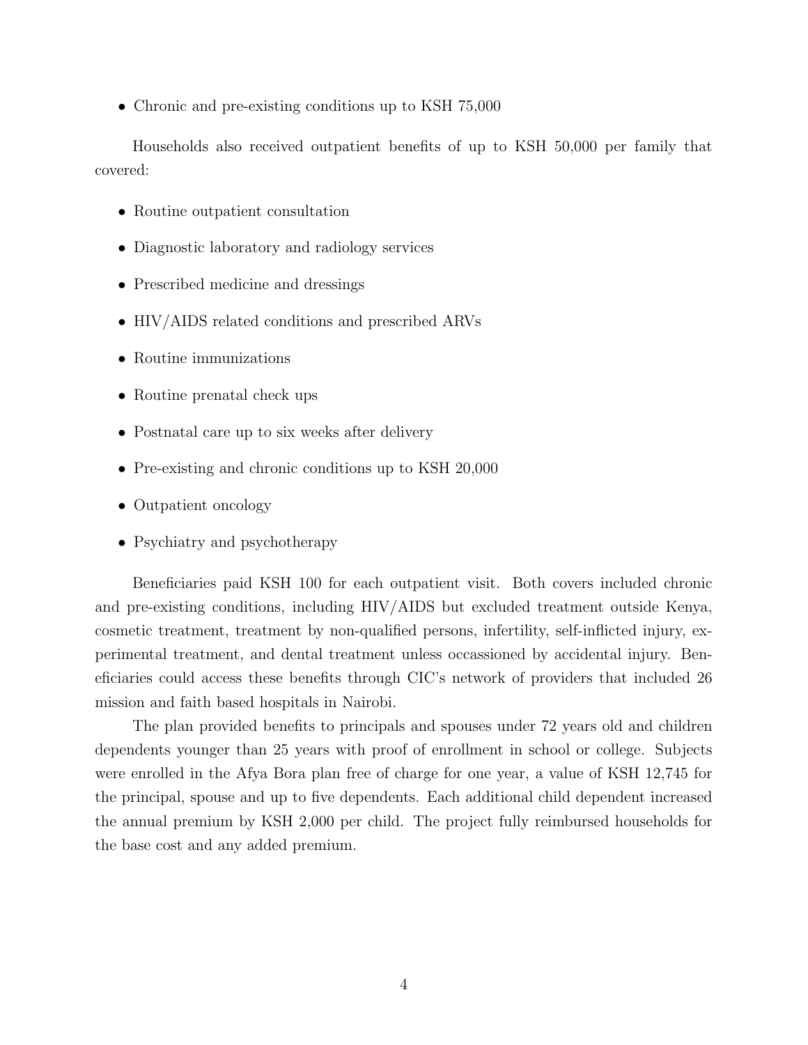- Chronic and pre-existing conditions up to KSH 75,000

Households also received outpatient benefits of up to KSH 50,000 per family that covered:

- Routine outpatient consultation
- Diagnostic laboratory and radiology services
- Prescribed medicine and dressings
- HIV/AIDS related conditions and prescribed ARVs
- Routine immunizations
- Routine prenatal check ups
- Postnatal care up to six weeks after delivery
- Pre-existing and chronic conditions up to KSH 20,000
- Outpatient oncology
- Psychiatry and psychotherapy

Beneficiaries paid KSH 100 for each outpatient visit. Both covers included chronic and pre-existing conditions, including HIV/AIDS but excluded treatment outside Kenya, cosmetic treatment, treatment by non-qualified persons, infertility, self-inflicted injury, experimental treatment, and dental treatment unless occassioned by accidental injury. Beneficiaries could access these benefits through CIC's network of providers that included 26 mission and faith based hospitals in Nairobi.

The plan provided benefits to principals and spouses under 72 years old and children dependents younger than 25 years with proof of enrollment in school or college. Subjects were enrolled in the Afya Bora plan free of charge for one year, a value of KSH 12,745 for the principal, spouse and up to five dependents. Each additional child dependent increased the annual premium by KSH 2,000 per child. The project fully reimbursed households for the base cost and any added premium.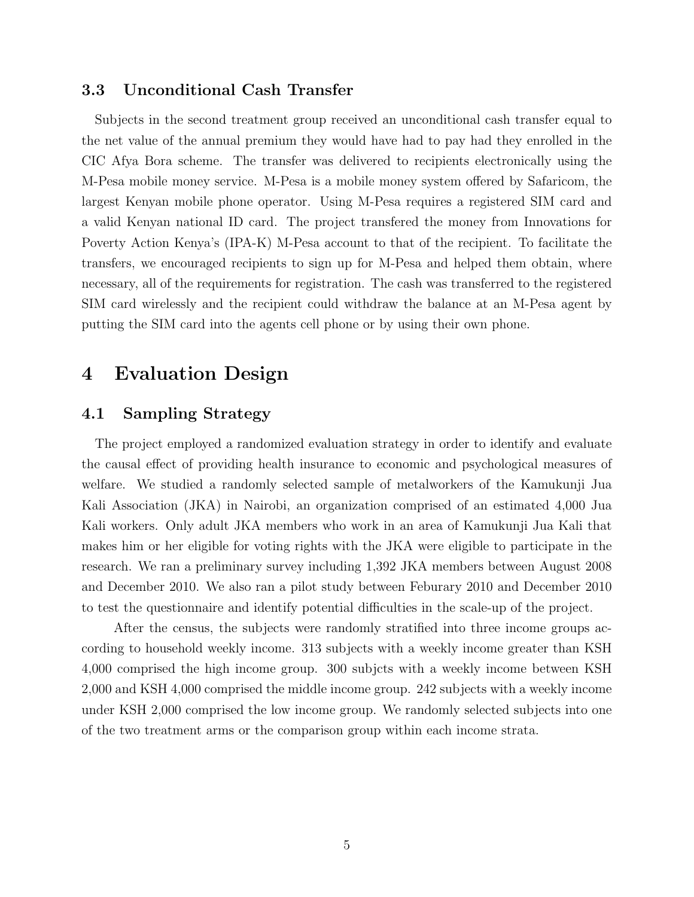### 3.3 Unconditional Cash Transfer

Subjects in the second treatment group received an unconditional cash transfer equal to the net value of the annual premium they would have had to pay had they enrolled in the CIC Afya Bora scheme. The transfer was delivered to recipients electronically using the M-Pesa mobile money service. M-Pesa is a mobile money system offered by Safaricom, the largest Kenyan mobile phone operator. Using M-Pesa requires a registered SIM card and a valid Kenyan national ID card. The project transfered the money from Innovations for Poverty Action Kenya's (IPA-K) M-Pesa account to that of the recipient. To facilitate the transfers, we encouraged recipients to sign up for M-Pesa and helped them obtain, where necessary, all of the requirements for registration. The cash was transferred to the registered SIM card wirelessly and the recipient could withdraw the balance at an M-Pesa agent by putting the SIM card into the agents cell phone or by using their own phone.

## 4 Evaluation Design

### 4.1 Sampling Strategy

The project employed a randomized evaluation strategy in order to identify and evaluate the causal effect of providing health insurance to economic and psychological measures of welfare. We studied a randomly selected sample of metalworkers of the Kamukunji Jua Kali Association (JKA) in Nairobi, an organization comprised of an estimated 4,000 Jua Kali workers. Only adult JKA members who work in an area of Kamukunji Jua Kali that makes him or her eligible for voting rights with the JKA were eligible to participate in the research. We ran a preliminary survey including 1,392 JKA members between August 2008 and December 2010. We also ran a pilot study between Feburary 2010 and December 2010 to test the questionnaire and identify potential difficulties in the scale-up of the project.

After the census, the subjects were randomly stratified into three income groups according to household weekly income. 313 subjects with a weekly income greater than KSH 4,000 comprised the high income group. 300 subjcts with a weekly income between KSH 2,000 and KSH 4,000 comprised the middle income group. 242 subjects with a weekly income under KSH 2,000 comprised the low income group. We randomly selected subjects into one of the two treatment arms or the comparison group within each income strata.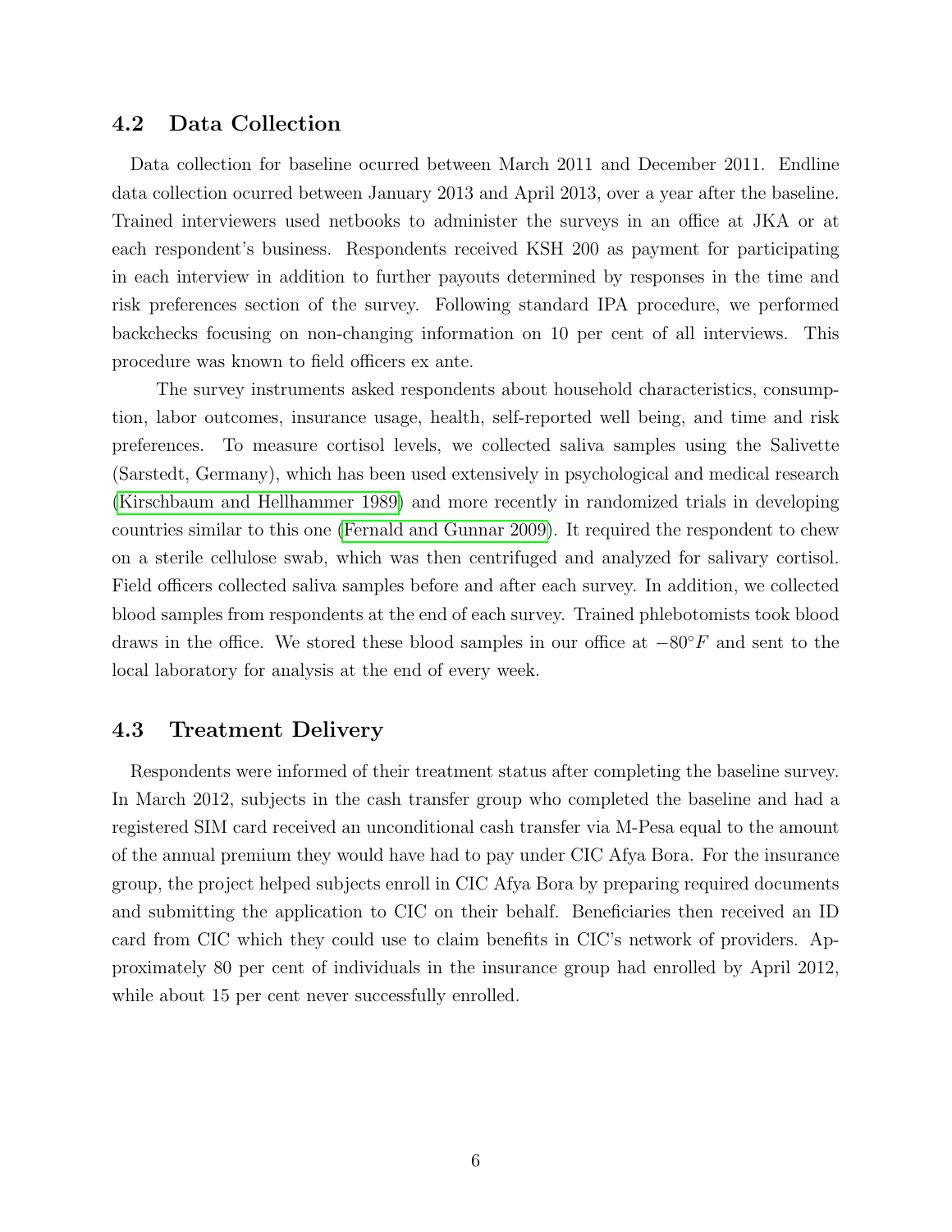## 4.2 Data Collection

Data collection for baseline ocurred between March 2011 and December 2011. Endline data collection ocurred between January 2013 and April 2013, over a year after the baseline. Trained interviewers used netbooks to administer the surveys in an office at JKA or at each respondent's business. Respondents received KSH 200 as payment for participating in each interview in addition to further payouts determined by responses in the time and risk preferences section of the survey. Following standard IPA procedure, we performed backchecks focusing on non-changing information on 10 per cent of all interviews. This procedure was known to field officers ex ante.

The survey instruments asked respondents about household characteristics, consumption, labor outcomes, insurance usage, health, self-reported well being, and time and risk preferences. To measure cortisol levels, we collected saliva samples using the Salivette (Sarstedt, Germany), which has been used extensively in psychological and medical research (Kirschbaum and Hellhammer 1989) and more recently in randomized trials in developing countries similar to this one (Fernald and Gunnar 2009). It required the respondent to chew on a sterile cellulose swab, which was then centrifuged and analyzed for salivary cortisol. Field officers collected saliva samples before and after each survey. In addition, we collected blood samples from respondents at the end of each survey. Trained phlebotomists took blood draws in the office. We stored these blood samples in our office at $-80°F$ and sent to the local laboratory for analysis at the end of every week.

## 4.3 Treatment Delivery

Respondents were informed of their treatment status after completing the baseline survey. In March 2012, subjects in the cash transfer group who completed the baseline and had a registered SIM card received an unconditional cash transfer via M-Pesa equal to the amount of the annual premium they would have had to pay under CIC Afya Bora. For the insurance group, the project helped subjects enroll in CIC Afya Bora by preparing required documents and submitting the application to CIC on their behalf. Beneficiaries then received an ID card from CIC which they could use to claim benefits in CIC's network of providers. Approximately 80 per cent of individuals in the insurance group had enrolled by April 2012, while about 15 per cent never successfully enrolled.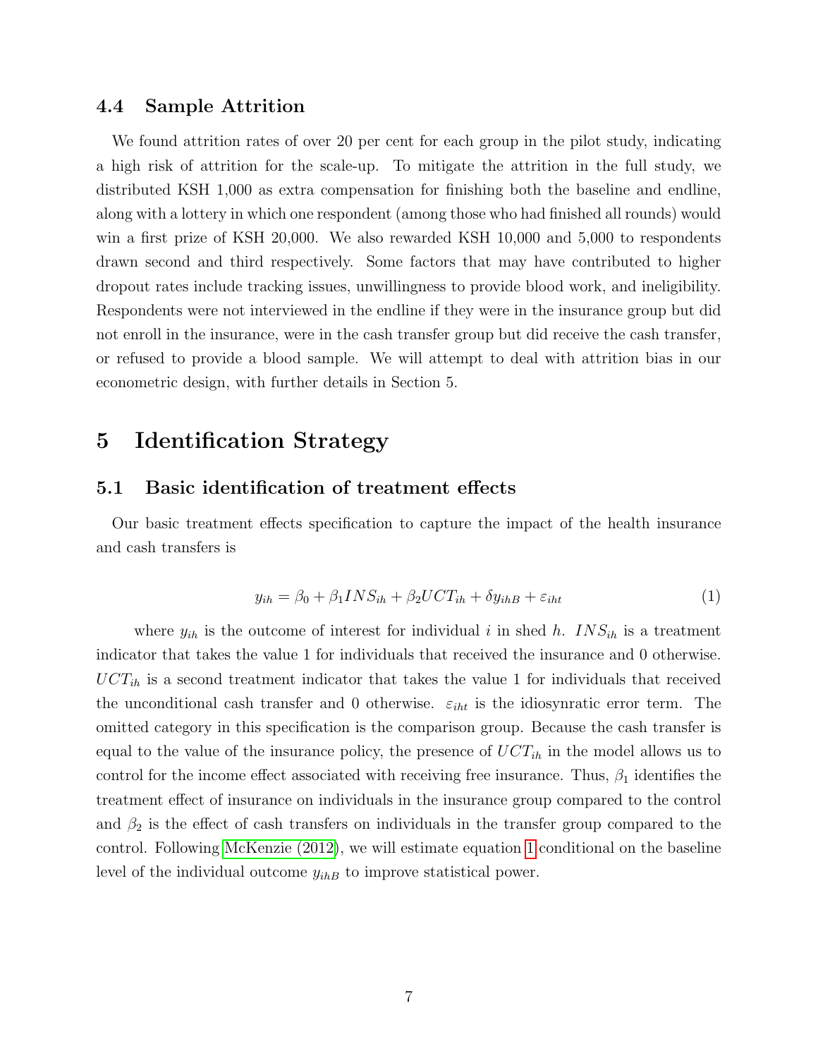### 4.4 Sample Attrition

We found attrition rates of over 20 per cent for each group in the pilot study, indicating a high risk of attrition for the scale-up. To mitigate the attrition in the full study, we distributed KSH 1,000 as extra compensation for finishing both the baseline and endline, along with a lottery in which one respondent (among those who had finished all rounds) would win a first prize of KSH 20,000. We also rewarded KSH 10,000 and 5,000 to respondents drawn second and third respectively. Some factors that may have contributed to higher dropout rates include tracking issues, unwillingness to provide blood work, and ineligibility. Respondents were not interviewed in the endline if they were in the insurance group but did not enroll in the insurance, were in the cash transfer group but did receive the cash transfer, or refused to provide a blood sample. We will attempt to deal with attrition bias in our econometric design, with further details in Section 5.

## 5 Identification Strategy

### 5.1 Basic identification of treatment effects

Our basic treatment effects specification to capture the impact of the health insurance and cash transfers is

$$y_{ih} = \beta_0 + \beta_1 INS_{ih} + \beta_2 UCT_{ih} + \delta y_{ihB} + \varepsilon_{iht} \tag{1}$$

where $y_{ih}$ is the outcome of interest for individual $i$ in shed $h$. $INS_{ih}$ is a treatment indicator that takes the value 1 for individuals that received the insurance and 0 otherwise. $UCT_{ih}$ is a second treatment indicator that takes the value 1 for individuals that received the unconditional cash transfer and 0 otherwise. $\varepsilon_{iht}$ is the idiosynratic error term. The omitted category in this specification is the comparison group. Because the cash transfer is equal to the value of the insurance policy, the presence of $UCT_{ih}$ in the model allows us to control for the income effect associated with receiving free insurance. Thus, $\beta_1$ identifies the treatment effect of insurance on individuals in the insurance group compared to the control and $\beta_2$ is the effect of cash transfers on individuals in the transfer group compared to the control. Following McKenzie (2012), we will estimate equation 1 conditional on the baseline level of the individual outcome $y_{ihB}$ to improve statistical power.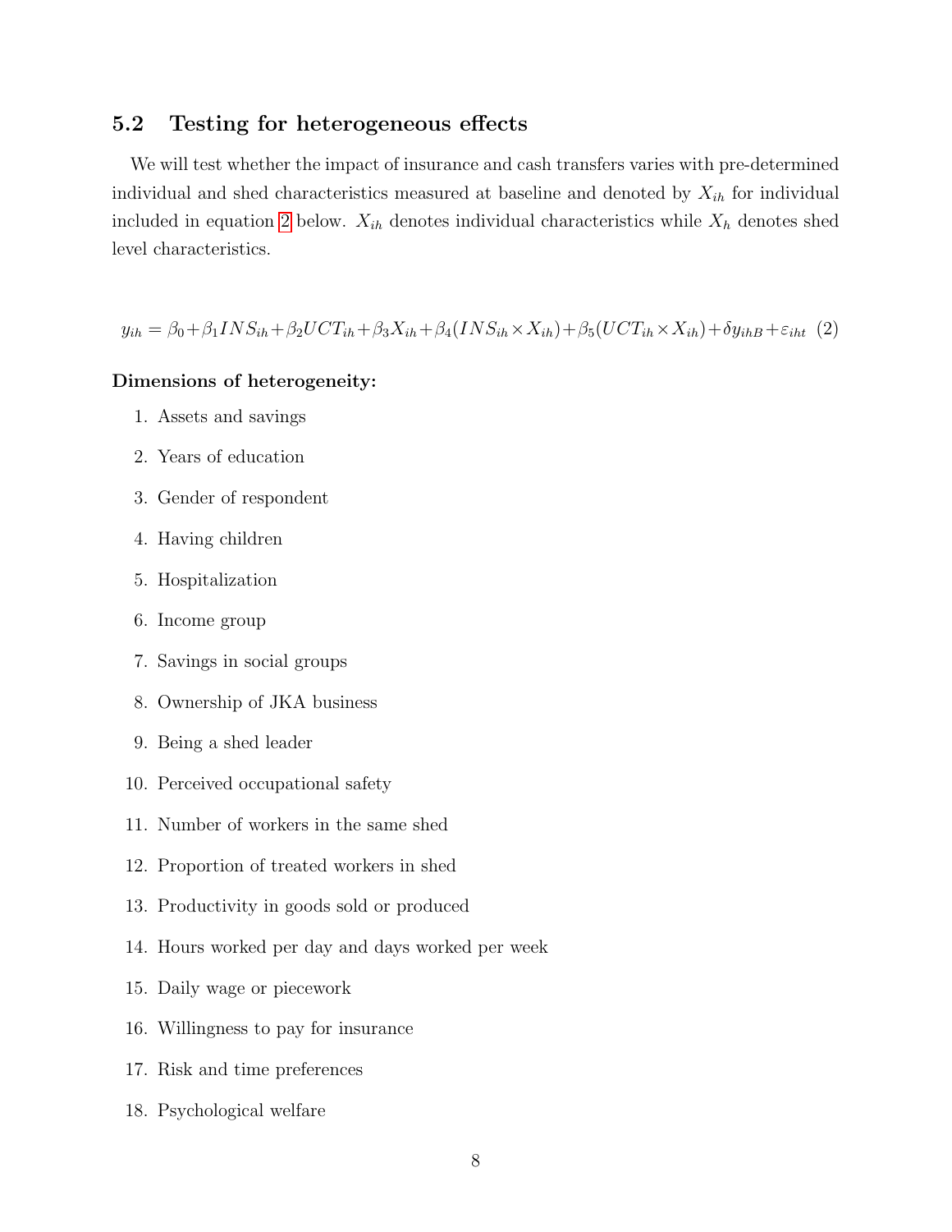## 5.2 Testing for heterogeneous effects

We will test whether the impact of insurance and cash transfers varies with pre-determined individual and shed characteristics measured at baseline and denoted by $X_{ih}$ for individual included in equation 2 below. $X_{ih}$ denotes individual characteristics while $X_h$ denotes shed level characteristics.

$$y_{ih} = \beta_0 + \beta_1 INS_{ih} + \beta_2 UCT_{ih} + \beta_3 X_{ih} + \beta_4 (INS_{ih} \times X_{ih}) + \beta_5 (UCT_{ih} \times X_{ih}) + \delta y_{ihB} + \varepsilon_{iht} \quad (2)$$

**Dimensions of heterogeneity:**

1. Assets and savings
2. Years of education
3. Gender of respondent
4. Having children
5. Hospitalization
6. Income group
7. Savings in social groups
8. Ownership of JKA business
9. Being a shed leader
10. Perceived occupational safety
11. Number of workers in the same shed
12. Proportion of treated workers in shed
13. Productivity in goods sold or produced
14. Hours worked per day and days worked per week
15. Daily wage or piecework
16. Willingness to pay for insurance
17. Risk and time preferences
18. Psychological welfare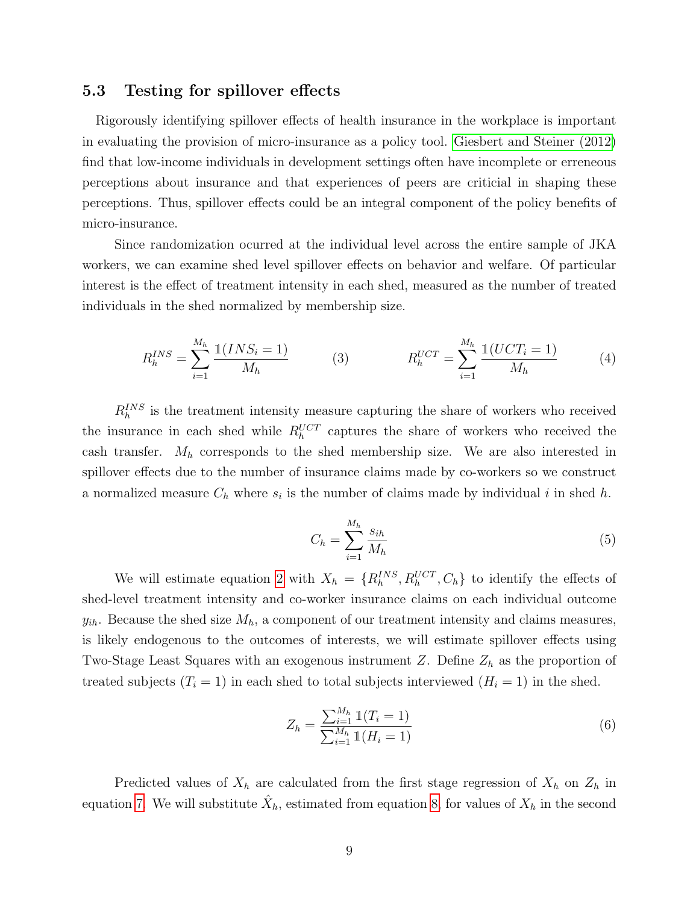### 5.3 Testing for spillover effects

Rigorously identifying spillover effects of health insurance in the workplace is important in evaluating the provision of micro-insurance as a policy tool. Giesbert and Steiner (2012) find that low-income individuals in development settings often have incomplete or erreneous perceptions about insurance and that experiences of peers are criticial in shaping these perceptions. Thus, spillover effects could be an integral component of the policy benefits of micro-insurance.

Since randomization ocurred at the individual level across the entire sample of JKA workers, we can examine shed level spillover effects on behavior and welfare. Of particular interest is the effect of treatment intensity in each shed, measured as the number of treated individuals in the shed normalized by membership size.

$$R_h^{INS} = \sum_{i=1}^{M_h} \frac{\mathbb{1}(INS_i = 1)}{M_h} \quad (3) \qquad\qquad R_h^{UCT} = \sum_{i=1}^{M_h} \frac{\mathbb{1}(UCT_i = 1)}{M_h} \quad (4)$$

$R_h^{INS}$ is the treatment intensity measure capturing the share of workers who received the insurance in each shed while $R_h^{UCT}$ captures the share of workers who received the cash transfer. $M_h$ corresponds to the shed membership size. We are also interested in spillover effects due to the number of insurance claims made by co-workers so we construct a normalized measure $C_h$ where $s_i$ is the number of claims made by individual $i$ in shed $h$.

$$C_h = \sum_{i=1}^{M_h} \frac{s_{ih}}{M_h} \quad (5)$$

We will estimate equation 2 with $X_h = \{R_h^{INS}, R_h^{UCT}, C_h\}$ to identify the effects of shed-level treatment intensity and co-worker insurance claims on each individual outcome $y_{ih}$. Because the shed size $M_h$, a component of our treatment intensity and claims measures, is likely endogenous to the outcomes of interests, we will estimate spillover effects using Two-Stage Least Squares with an exogenous instrument $Z$. Define $Z_h$ as the proportion of treated subjects ($T_i = 1$) in each shed to total subjects interviewed ($H_i = 1$) in the shed.

$$Z_h = \frac{\sum_{i=1}^{M_h} \mathbb{1}(T_i = 1)}{\sum_{i=1}^{M_h} \mathbb{1}(H_i = 1)} \quad (6)$$

Predicted values of $X_h$ are calculated from the first stage regression of $X_h$ on $Z_h$ in equation 7. We will substitute $\hat{X}_h$, estimated from equation 8, for values of $X_h$ in the second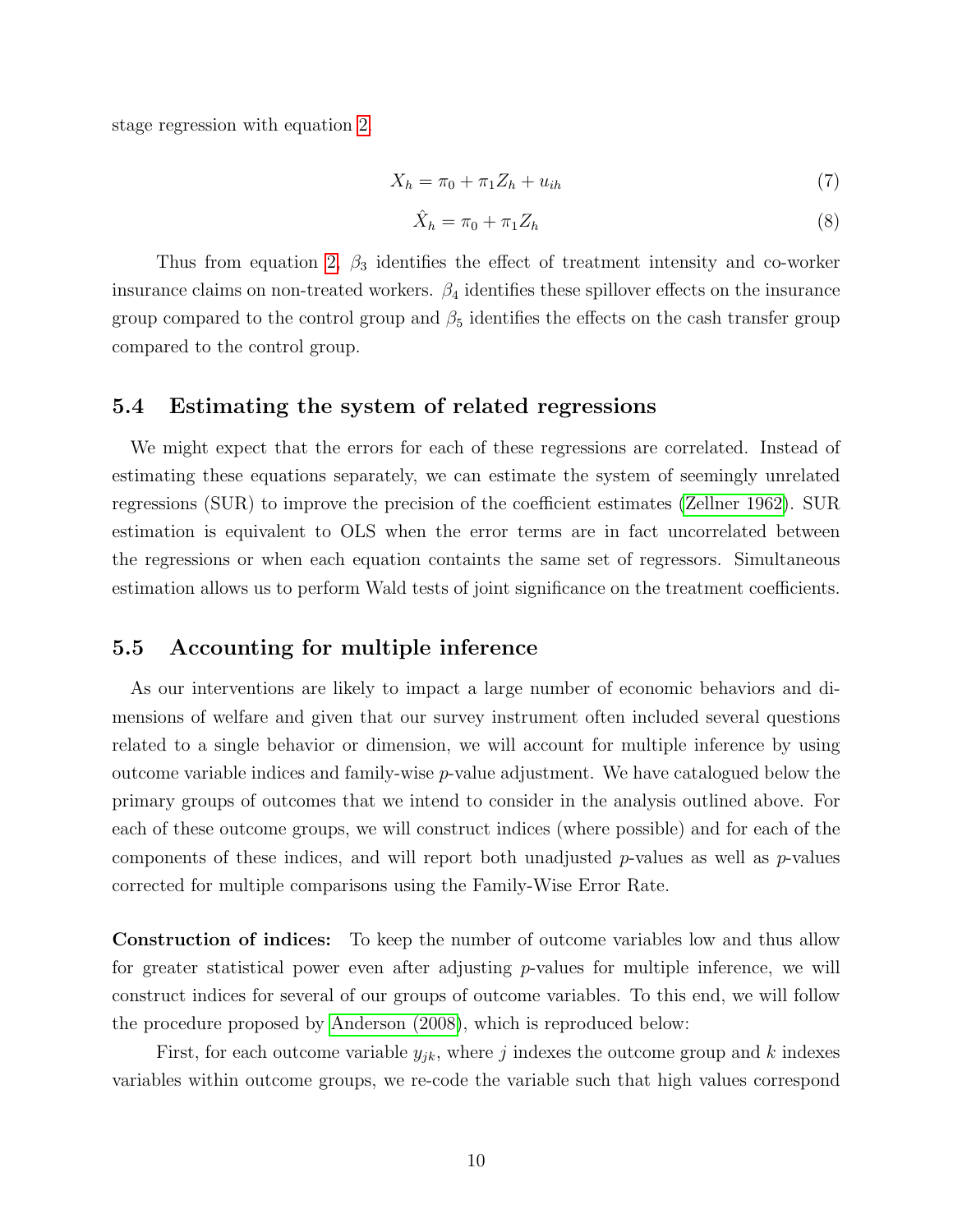stage regression with equation 2.

$$X_h = \pi_0 + \pi_1 Z_h + u_{ih} \tag{7}$$

$$\hat{X}_h = \pi_0 + \pi_1 Z_h \tag{8}$$

Thus from equation 2, $\beta_3$ identifies the effect of treatment intensity and co-worker insurance claims on non-treated workers. $\beta_4$ identifies these spillover effects on the insurance group compared to the control group and $\beta_5$ identifies the effects on the cash transfer group compared to the control group.

### 5.4 Estimating the system of related regressions

We might expect that the errors for each of these regressions are correlated. Instead of estimating these equations separately, we can estimate the system of seemingly unrelated regressions (SUR) to improve the precision of the coefficient estimates (Zellner 1962). SUR estimation is equivalent to OLS when the error terms are in fact uncorrelated between the regressions or when each equation containts the same set of regressors. Simultaneous estimation allows us to perform Wald tests of joint significance on the treatment coefficients.

### 5.5 Accounting for multiple inference

As our interventions are likely to impact a large number of economic behaviors and dimensions of welfare and given that our survey instrument often included several questions related to a single behavior or dimension, we will account for multiple inference by using outcome variable indices and family-wise $p$-value adjustment. We have catalogued below the primary groups of outcomes that we intend to consider in the analysis outlined above. For each of these outcome groups, we will construct indices (where possible) and for each of the components of these indices, and will report both unadjusted $p$-values as well as $p$-values corrected for multiple comparisons using the Family-Wise Error Rate.

**Construction of indices:** To keep the number of outcome variables low and thus allow for greater statistical power even after adjusting $p$-values for multiple inference, we will construct indices for several of our groups of outcome variables. To this end, we will follow the procedure proposed by Anderson (2008), which is reproduced below:

First, for each outcome variable $y_{jk}$, where $j$ indexes the outcome group and $k$ indexes variables within outcome groups, we re-code the variable such that high values correspond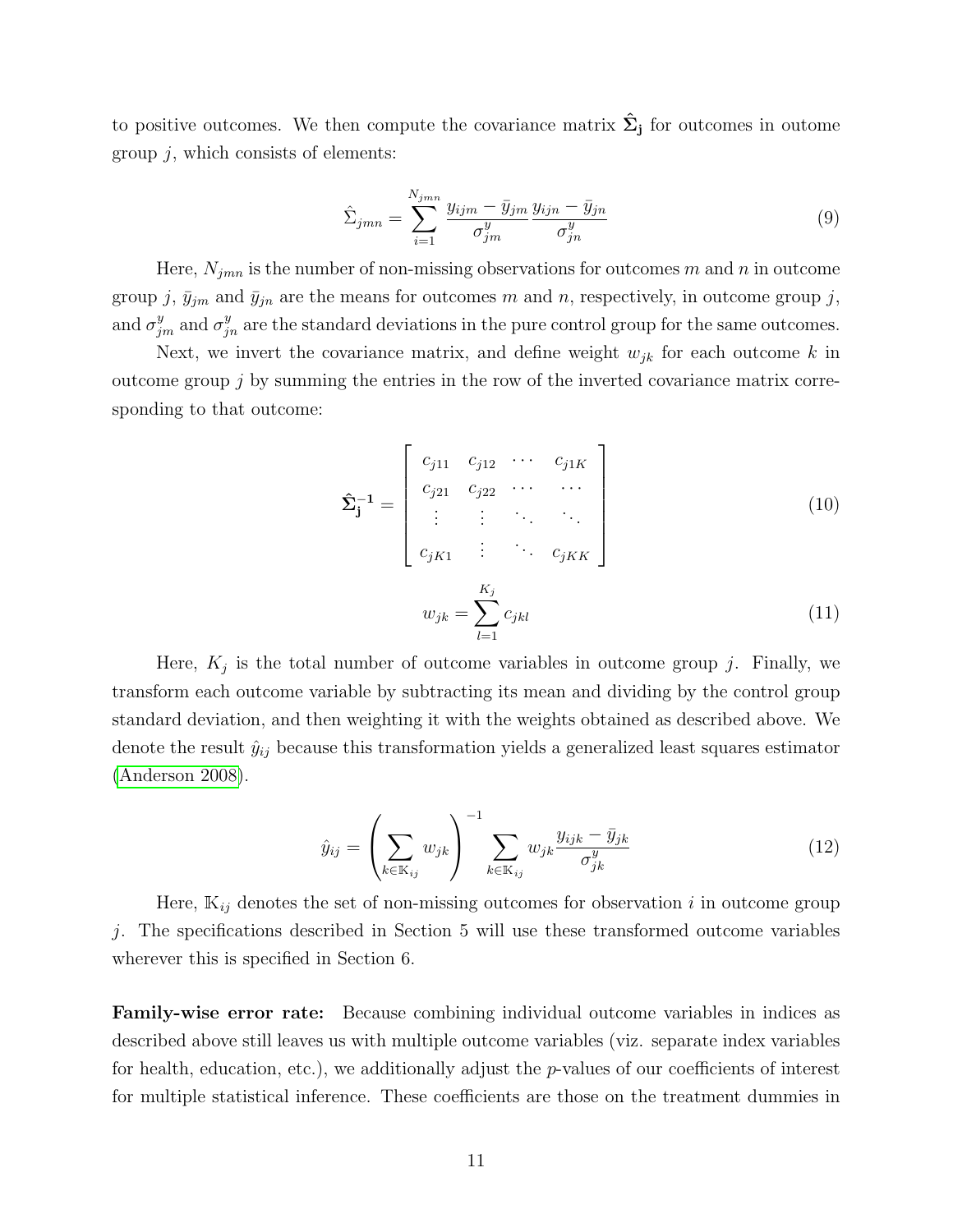to positive outcomes. We then compute the covariance matrix $\hat{\mathbf{\Sigma}}_{\mathbf{j}}$ for outcomes in outome group $j$, which consists of elements:

$$\hat{\Sigma}_{jmn} = \sum_{i=1}^{N_{jmn}} \frac{y_{ijm} - \bar{y}_{jm}}{\sigma_{jm}^{y}} \frac{y_{ijn} - \bar{y}_{jn}}{\sigma_{jn}^{y}} \tag{9}$$

Here, $N_{jmn}$ is the number of non-missing observations for outcomes $m$ and $n$ in outcome group $j$, $\bar{y}_{jm}$ and $\bar{y}_{jn}$ are the means for outcomes $m$ and $n$, respectively, in outcome group $j$, and $\sigma_{jm}^{y}$ and $\sigma_{jn}^{y}$ are the standard deviations in the pure control group for the same outcomes.

Next, we invert the covariance matrix, and define weight $w_{jk}$ for each outcome $k$ in outcome group $j$ by summing the entries in the row of the inverted covariance matrix corresponding to that outcome:

$$\hat{\mathbf{\Sigma}}_{\mathbf{j}}^{\mathbf{-1}} = \begin{bmatrix} c_{j11} & c_{j12} & \cdots & c_{j1K} \\ c_{j21} & c_{j22} & \cdots & \cdots \\ \vdots & \vdots & \ddots & \ddots \\ c_{jK1} & \vdots & \ddots & c_{jKK} \end{bmatrix} \tag{10}$$

$$w_{jk} = \sum_{l=1}^{K_j} c_{jkl} \tag{11}$$

Here, $K_j$ is the total number of outcome variables in outcome group $j$. Finally, we transform each outcome variable by subtracting its mean and dividing by the control group standard deviation, and then weighting it with the weights obtained as described above. We denote the result $\hat{y}_{ij}$ because this transformation yields a generalized least squares estimator (Anderson 2008).

$$\hat{y}_{ij} = \left( \sum_{k \in \mathbb{K}_{ij}} w_{jk} \right)^{-1} \sum_{k \in \mathbb{K}_{ij}} w_{jk} \frac{y_{ijk} - \bar{y}_{jk}}{\sigma_{jk}^{y}} \tag{12}$$

Here, $\mathbb{K}_{ij}$ denotes the set of non-missing outcomes for observation $i$ in outcome group $j$. The specifications described in Section 5 will use these transformed outcome variables wherever this is specified in Section 6.

**Family-wise error rate:** Because combining individual outcome variables in indices as described above still leaves us with multiple outcome variables (viz. separate index variables for health, education, etc.), we additionally adjust the $p$-values of our coefficients of interest for multiple statistical inference. These coefficients are those on the treatment dummies in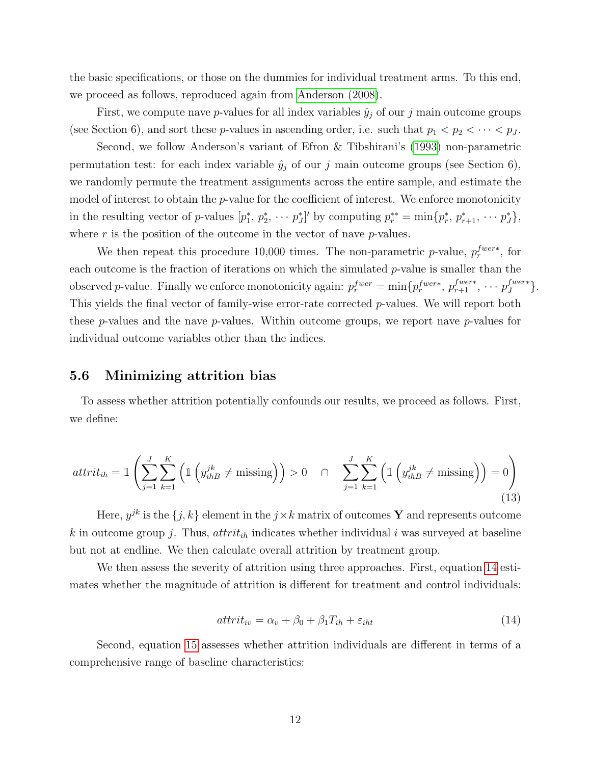the basic specifications, or those on the dummies for individual treatment arms. To this end, we proceed as follows, reproduced again from Anderson (2008).

First, we compute nave $p$-values for all index variables $\hat{y}_j$ of our $j$ main outcome groups (see Section 6), and sort these $p$-values in ascending order, i.e. such that $p_1 < p_2 < \cdots < p_J$.

Second, we follow Anderson's variant of Efron & Tibshirani's (1993) non-parametric permutation test: for each index variable $\hat{y}_j$ of our $j$ main outcome groups (see Section 6), we randomly permute the treatment assignments across the entire sample, and estimate the model of interest to obtain the $p$-value for the coefficient of interest. We enforce monotonicity in the resulting vector of $p$-values $[p_1^*,\, p_2^*,\, \cdots\, p_J^*]'$ by computing $p_r^{**} = \min\{p_r^*,\, p_{r+1}^*,\, \cdots\, p_J^*\}$, where $r$ is the position of the outcome in the vector of nave $p$-values.

We then repeat this procedure 10,000 times. The non-parametric $p$-value, $p_r^{fwer*}$, for each outcome is the fraction of iterations on which the simulated $p$-value is smaller than the observed $p$-value. Finally we enforce monotonicity again: $p_r^{fwer} = \min\{p_r^{fwer*},\, p_{r+1}^{fwer*},\, \cdots\, p_J^{fwer*}\}$. This yields the final vector of family-wise error-rate corrected $p$-values. We will report both these $p$-values and the nave $p$-values. Within outcome groups, we report nave $p$-values for individual outcome variables other than the indices.

### 5.6 Minimizing attrition bias

To assess whether attrition potentially confounds our results, we proceed as follows. First, we define:

$$attrit_{ih} = \mathbb{1}\left(\sum_{j=1}^{J}\sum_{k=1}^{K}\left(\mathbb{1}\left(y_{ihB}^{jk} \neq \text{missing}\right)\right) > 0 \quad \cap \quad \sum_{j=1}^{J}\sum_{k=1}^{K}\left(\mathbb{1}\left(y_{ihB}^{jk} \neq \text{missing}\right)\right) = 0\right) \tag{13}$$

Here, $y^{jk}$ is the $\{j,k\}$ element in the $j \times k$ matrix of outcomes $\mathbf{Y}$ and represents outcome $k$ in outcome group $j$. Thus, $attrit_{ih}$ indicates whether individual $i$ was surveyed at baseline but not at endline. We then calculate overall attrition by treatment group.

We then assess the severity of attrition using three approaches. First, equation 14 estimates whether the magnitude of attrition is different for treatment and control individuals:

$$attrit_{iv} = \alpha_v + \beta_0 + \beta_1 T_{ih} + \varepsilon_{iht} \tag{14}$$

Second, equation 15 assesses whether attrition individuals are different in terms of a comprehensive range of baseline characteristics: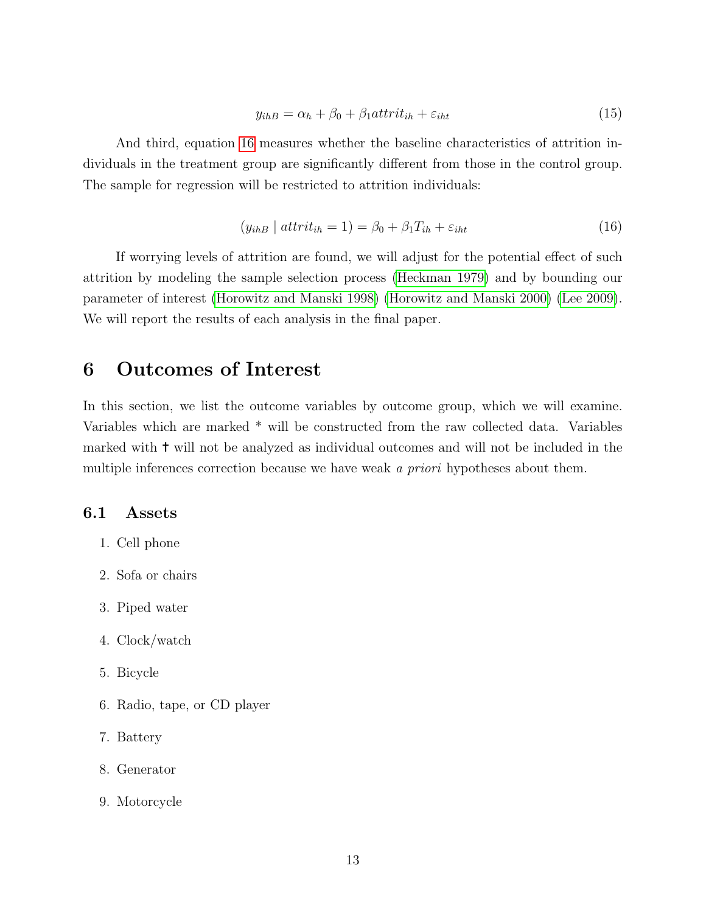$$y_{ihB} = \alpha_h + \beta_0 + \beta_1 attrit_{ih} + \varepsilon_{iht} \tag{15}$$

And third, equation 16 measures whether the baseline characteristics of attrition individuals in the treatment group are significantly different from those in the control group. The sample for regression will be restricted to attrition individuals:

$$(y_{ihB} \mid attrit_{ih} = 1) = \beta_0 + \beta_1 T_{ih} + \varepsilon_{iht} \tag{16}$$

If worrying levels of attrition are found, we will adjust for the potential effect of such attrition by modeling the sample selection process (Heckman 1979) and by bounding our parameter of interest (Horowitz and Manski 1998) (Horowitz and Manski 2000) (Lee 2009). We will report the results of each analysis in the final paper.

# 6 Outcomes of Interest

In this section, we list the outcome variables by outcome group, which we will examine. Variables which are marked * will be constructed from the raw collected data. Variables marked with † will not be analyzed as individual outcomes and will not be included in the multiple inferences correction because we have weak *a priori* hypotheses about them.

## 6.1 Assets

1. Cell phone
2. Sofa or chairs
3. Piped water
4. Clock/watch
5. Bicycle
6. Radio, tape, or CD player
7. Battery
8. Generator
9. Motorcycle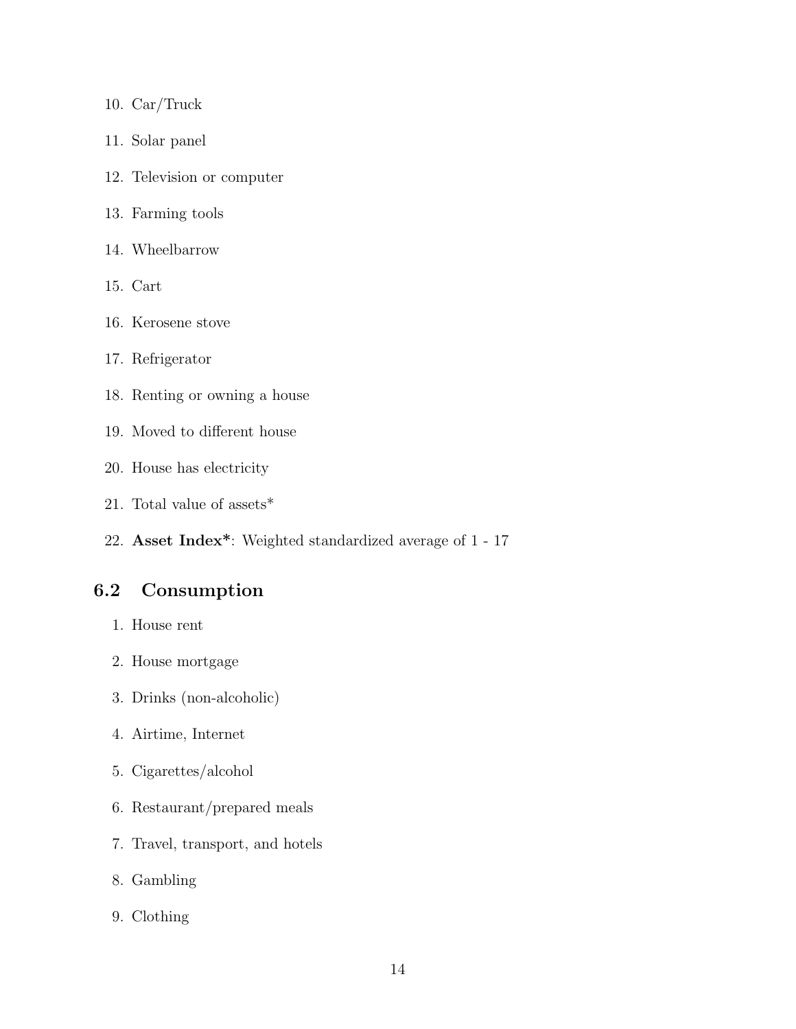10. Car/Truck
11. Solar panel
12. Television or computer
13. Farming tools
14. Wheelbarrow
15. Cart
16. Kerosene stove
17. Refrigerator
18. Renting or owning a house
19. Moved to different house
20. House has electricity
21. Total value of assets*
22. **Asset Index***: Weighted standardized average of 1 - 17

## 6.2 Consumption

1. House rent
2. House mortgage
3. Drinks (non-alcoholic)
4. Airtime, Internet
5. Cigarettes/alcohol
6. Restaurant/prepared meals
7. Travel, transport, and hotels
8. Gambling
9. Clothing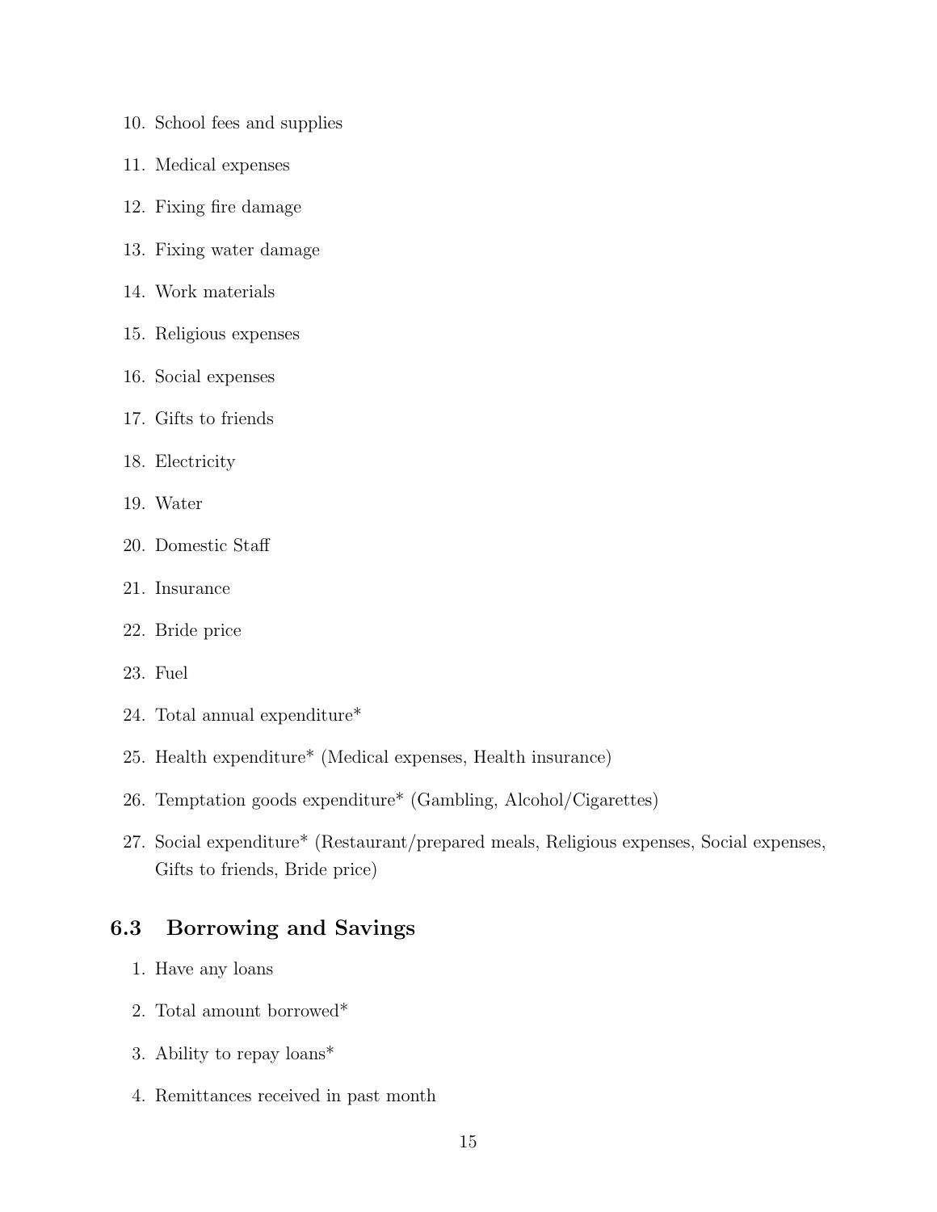10. School fees and supplies
11. Medical expenses
12. Fixing fire damage
13. Fixing water damage
14. Work materials
15. Religious expenses
16. Social expenses
17. Gifts to friends
18. Electricity
19. Water
20. Domestic Staff
21. Insurance
22. Bride price
23. Fuel
24. Total annual expenditure*
25. Health expenditure* (Medical expenses, Health insurance)
26. Temptation goods expenditure* (Gambling, Alcohol/Cigarettes)
27. Social expenditure* (Restaurant/prepared meals, Religious expenses, Social expenses, Gifts to friends, Bride price)

### 6.3 Borrowing and Savings

1. Have any loans
2. Total amount borrowed*
3. Ability to repay loans*
4. Remittances received in past month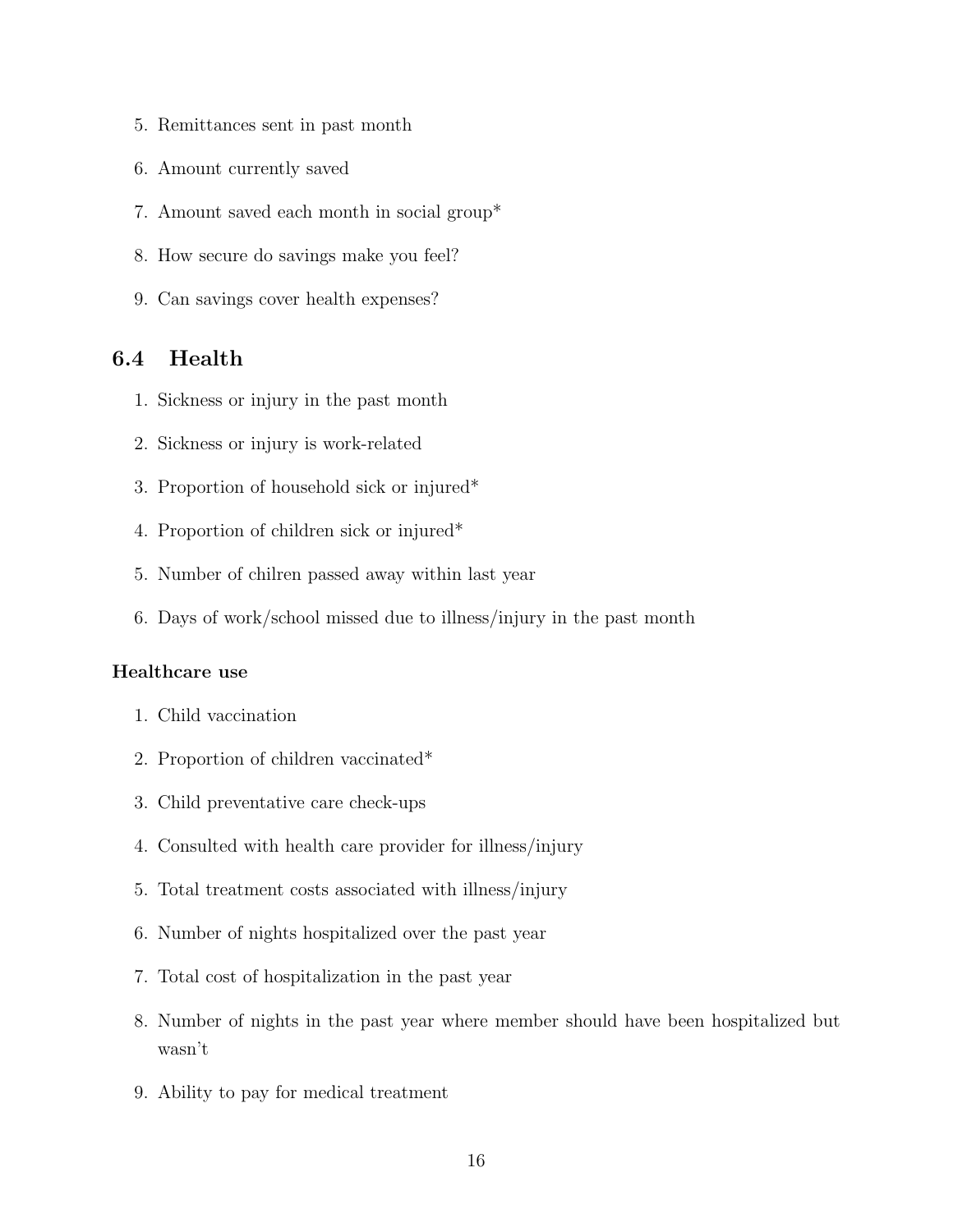5. Remittances sent in past month
6. Amount currently saved
7. Amount saved each month in social group*
8. How secure do savings make you feel?
9. Can savings cover health expenses?

## 6.4 Health

1. Sickness or injury in the past month
2. Sickness or injury is work-related
3. Proportion of household sick or injured*
4. Proportion of children sick or injured*
5. Number of chilren passed away within last year
6. Days of work/school missed due to illness/injury in the past month

**Healthcare use**

1. Child vaccination
2. Proportion of children vaccinated*
3. Child preventative care check-ups
4. Consulted with health care provider for illness/injury
5. Total treatment costs associated with illness/injury
6. Number of nights hospitalized over the past year
7. Total cost of hospitalization in the past year
8. Number of nights in the past year where member should have been hospitalized but wasn't
9. Ability to pay for medical treatment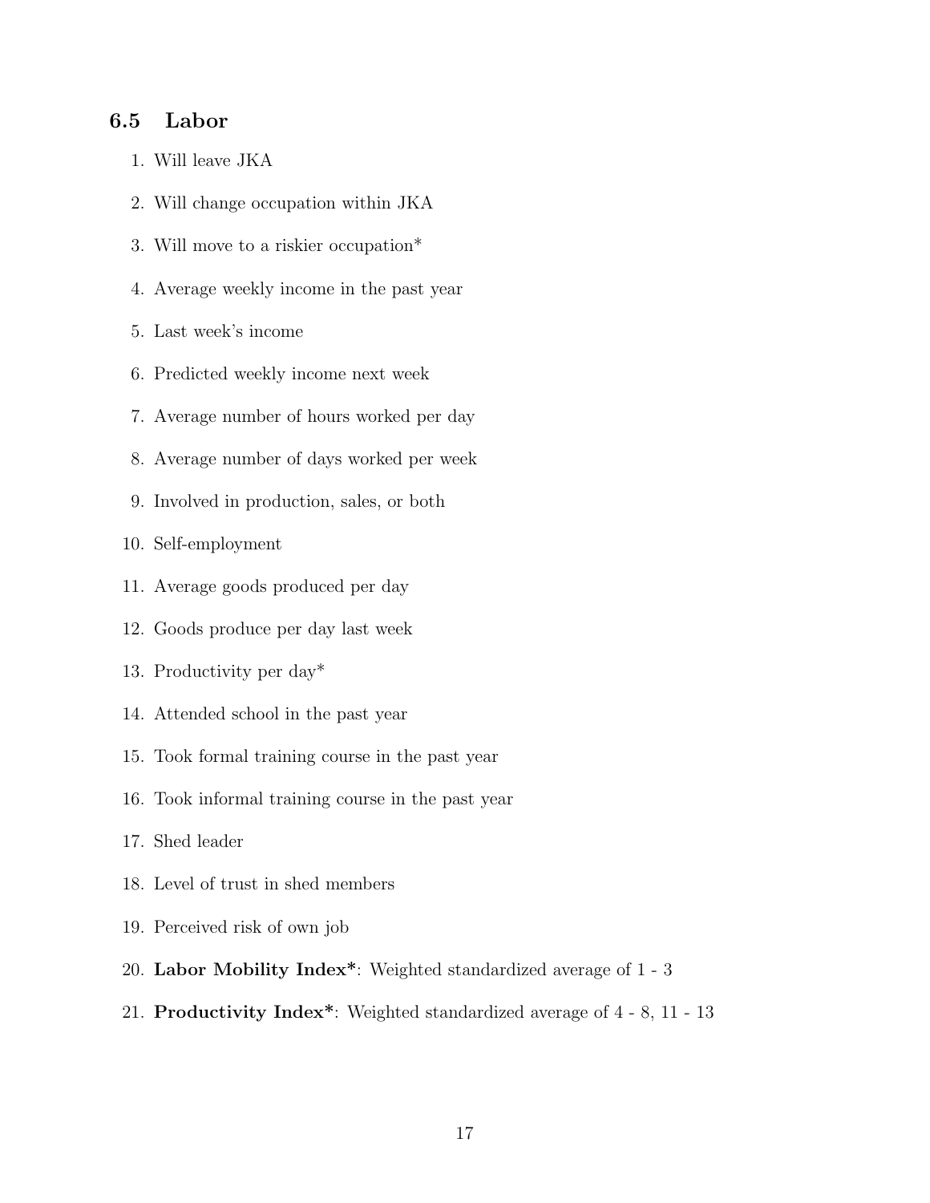### 6.5 Labor

1. Will leave JKA
2. Will change occupation within JKA
3. Will move to a riskier occupation*
4. Average weekly income in the past year
5. Last week's income
6. Predicted weekly income next week
7. Average number of hours worked per day
8. Average number of days worked per week
9. Involved in production, sales, or both
10. Self-employment
11. Average goods produced per day
12. Goods produce per day last week
13. Productivity per day*
14. Attended school in the past year
15. Took formal training course in the past year
16. Took informal training course in the past year
17. Shed leader
18. Level of trust in shed members
19. Perceived risk of own job
20. **Labor Mobility Index***: Weighted standardized average of 1 - 3
21. **Productivity Index***: Weighted standardized average of 4 - 8, 11 - 13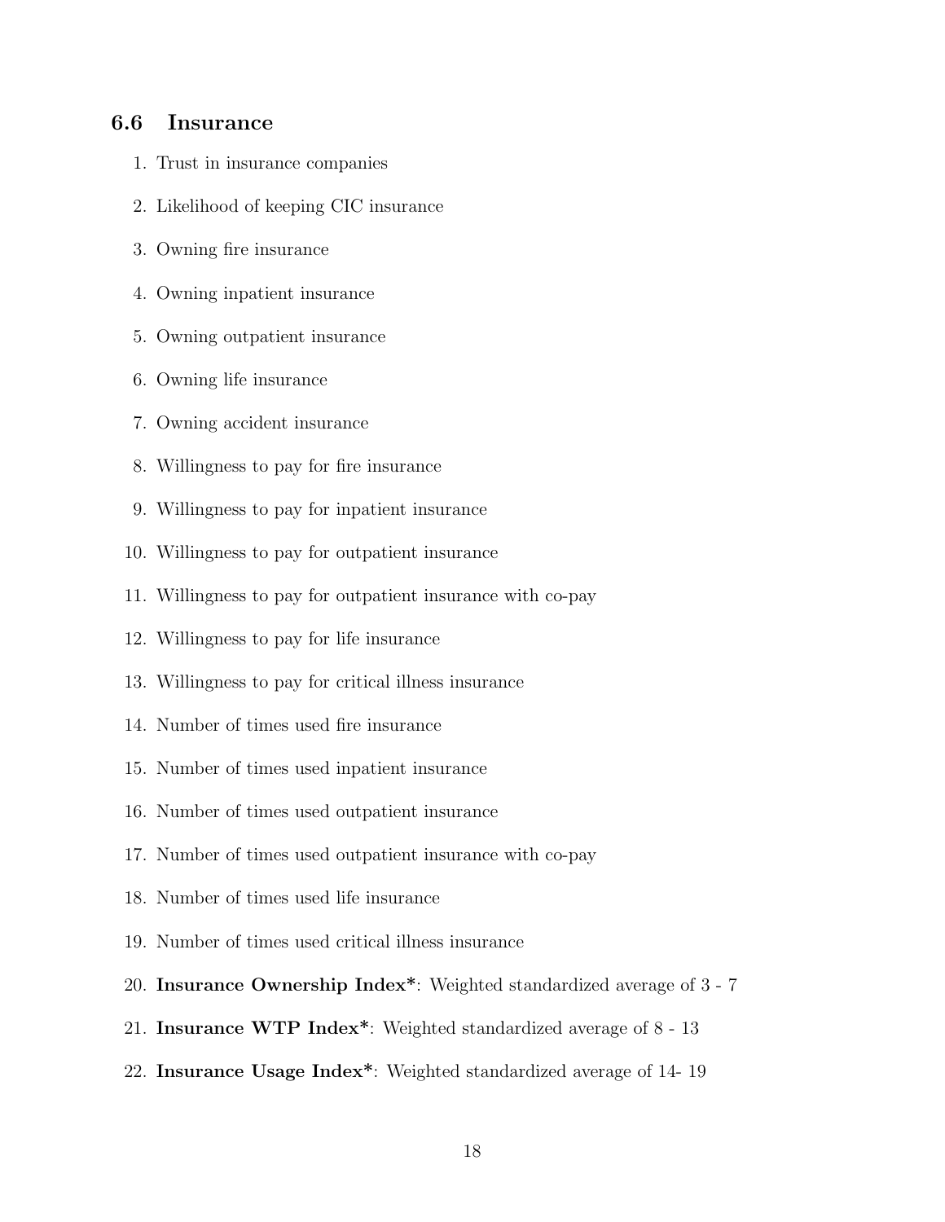### 6.6 Insurance

1. Trust in insurance companies
2. Likelihood of keeping CIC insurance
3. Owning fire insurance
4. Owning inpatient insurance
5. Owning outpatient insurance
6. Owning life insurance
7. Owning accident insurance
8. Willingness to pay for fire insurance
9. Willingness to pay for inpatient insurance
10. Willingness to pay for outpatient insurance
11. Willingness to pay for outpatient insurance with co-pay
12. Willingness to pay for life insurance
13. Willingness to pay for critical illness insurance
14. Number of times used fire insurance
15. Number of times used inpatient insurance
16. Number of times used outpatient insurance
17. Number of times used outpatient insurance with co-pay
18. Number of times used life insurance
19. Number of times used critical illness insurance
20. **Insurance Ownership Index***: Weighted standardized average of 3 - 7
21. **Insurance WTP Index***: Weighted standardized average of 8 - 13
22. **Insurance Usage Index***: Weighted standardized average of 14- 19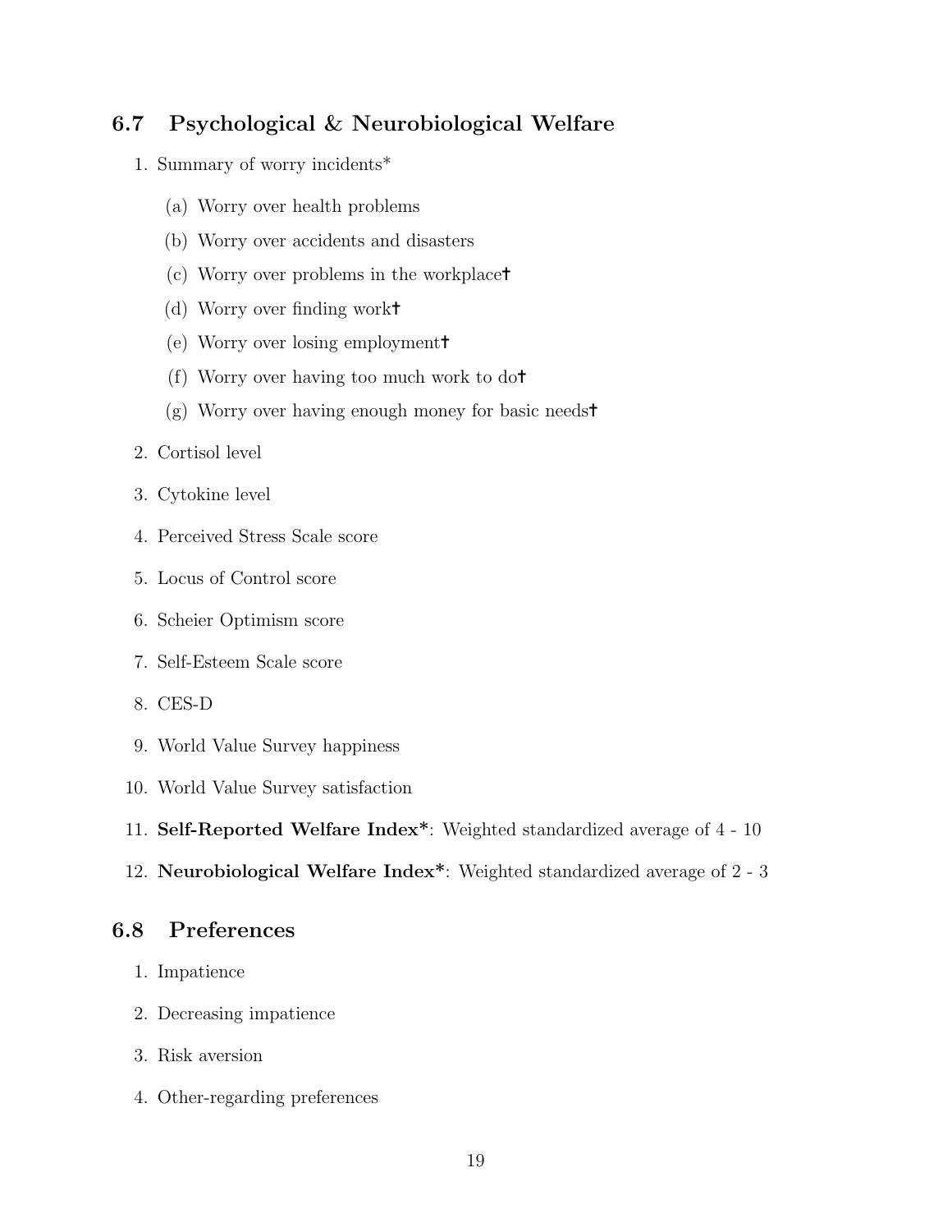### 6.7 Psychological & Neurobiological Welfare

1. Summary of worry incidents*
   (a) Worry over health problems
   (b) Worry over accidents and disasters
   (c) Worry over problems in the workplace†
   (d) Worry over finding work†
   (e) Worry over losing employment†
   (f) Worry over having too much work to do†
   (g) Worry over having enough money for basic needs†
2. Cortisol level
3. Cytokine level
4. Perceived Stress Scale score
5. Locus of Control score
6. Scheier Optimism score
7. Self-Esteem Scale score
8. CES-D
9. World Value Survey happiness
10. World Value Survey satisfaction
11. **Self-Reported Welfare Index***: Weighted standardized average of 4 - 10
12. **Neurobiological Welfare Index***: Weighted standardized average of 2 - 3

### 6.8 Preferences

1. Impatience
2. Decreasing impatience
3. Risk aversion
4. Other-regarding preferences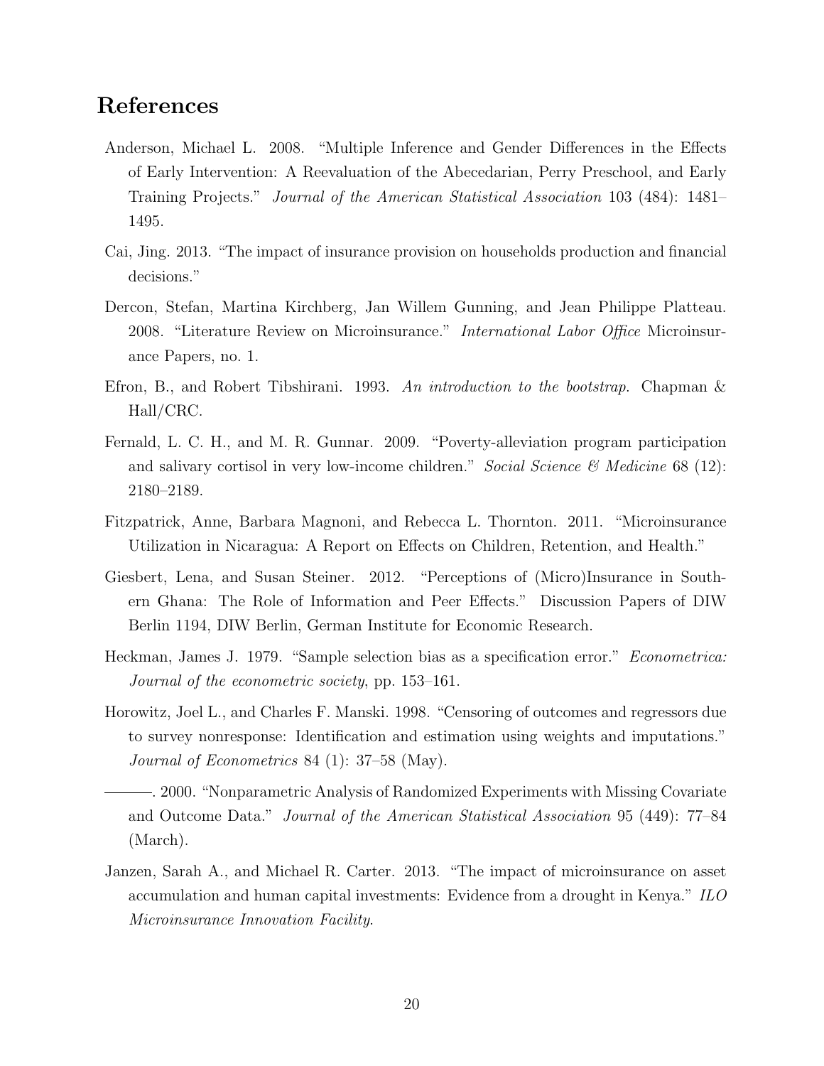## References

Anderson, Michael L. 2008. "Multiple Inference and Gender Differences in the Effects of Early Intervention: A Reevaluation of the Abecedarian, Perry Preschool, and Early Training Projects." *Journal of the American Statistical Association* 103 (484): 1481–1495.

Cai, Jing. 2013. "The impact of insurance provision on households production and financial decisions."

Dercon, Stefan, Martina Kirchberg, Jan Willem Gunning, and Jean Philippe Platteau. 2008. "Literature Review on Microinsurance." *International Labor Office* Microinsurance Papers, no. 1.

Efron, B., and Robert Tibshirani. 1993. *An introduction to the bootstrap*. Chapman & Hall/CRC.

Fernald, L. C. H., and M. R. Gunnar. 2009. "Poverty-alleviation program participation and salivary cortisol in very low-income children." *Social Science & Medicine* 68 (12): 2180–2189.

Fitzpatrick, Anne, Barbara Magnoni, and Rebecca L. Thornton. 2011. "Microinsurance Utilization in Nicaragua: A Report on Effects on Children, Retention, and Health."

Giesbert, Lena, and Susan Steiner. 2012. "Perceptions of (Micro)Insurance in Southern Ghana: The Role of Information and Peer Effects." Discussion Papers of DIW Berlin 1194, DIW Berlin, German Institute for Economic Research.

Heckman, James J. 1979. "Sample selection bias as a specification error." *Econometrica: Journal of the econometric society*, pp. 153–161.

Horowitz, Joel L., and Charles F. Manski. 1998. "Censoring of outcomes and regressors due to survey nonresponse: Identification and estimation using weights and imputations." *Journal of Econometrics* 84 (1): 37–58 (May).

———. 2000. "Nonparametric Analysis of Randomized Experiments with Missing Covariate and Outcome Data." *Journal of the American Statistical Association* 95 (449): 77–84 (March).

Janzen, Sarah A., and Michael R. Carter. 2013. "The impact of microinsurance on asset accumulation and human capital investments: Evidence from a drought in Kenya." *ILO Microinsurance Innovation Facility*.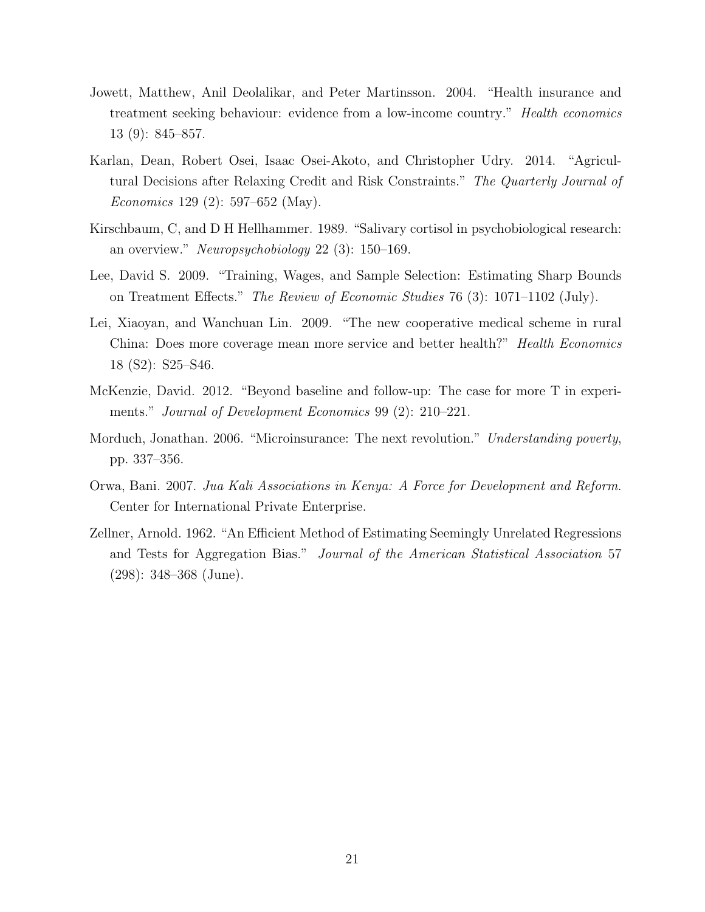Jowett, Matthew, Anil Deolalikar, and Peter Martinsson. 2004. "Health insurance and treatment seeking behaviour: evidence from a low-income country." *Health economics* 13 (9): 845–857.

Karlan, Dean, Robert Osei, Isaac Osei-Akoto, and Christopher Udry. 2014. "Agricultural Decisions after Relaxing Credit and Risk Constraints." *The Quarterly Journal of Economics* 129 (2): 597–652 (May).

Kirschbaum, C, and D H Hellhammer. 1989. "Salivary cortisol in psychobiological research: an overview." *Neuropsychobiology* 22 (3): 150–169.

Lee, David S. 2009. "Training, Wages, and Sample Selection: Estimating Sharp Bounds on Treatment Effects." *The Review of Economic Studies* 76 (3): 1071–1102 (July).

Lei, Xiaoyan, and Wanchuan Lin. 2009. "The new cooperative medical scheme in rural China: Does more coverage mean more service and better health?" *Health Economics* 18 (S2): S25–S46.

McKenzie, David. 2012. "Beyond baseline and follow-up: The case for more T in experiments." *Journal of Development Economics* 99 (2): 210–221.

Morduch, Jonathan. 2006. "Microinsurance: The next revolution." *Understanding poverty*, pp. 337–356.

Orwa, Bani. 2007. *Jua Kali Associations in Kenya: A Force for Development and Reform.* Center for International Private Enterprise.

Zellner, Arnold. 1962. "An Efficient Method of Estimating Seemingly Unrelated Regressions and Tests for Aggregation Bias." *Journal of the American Statistical Association* 57 (298): 348–368 (June).